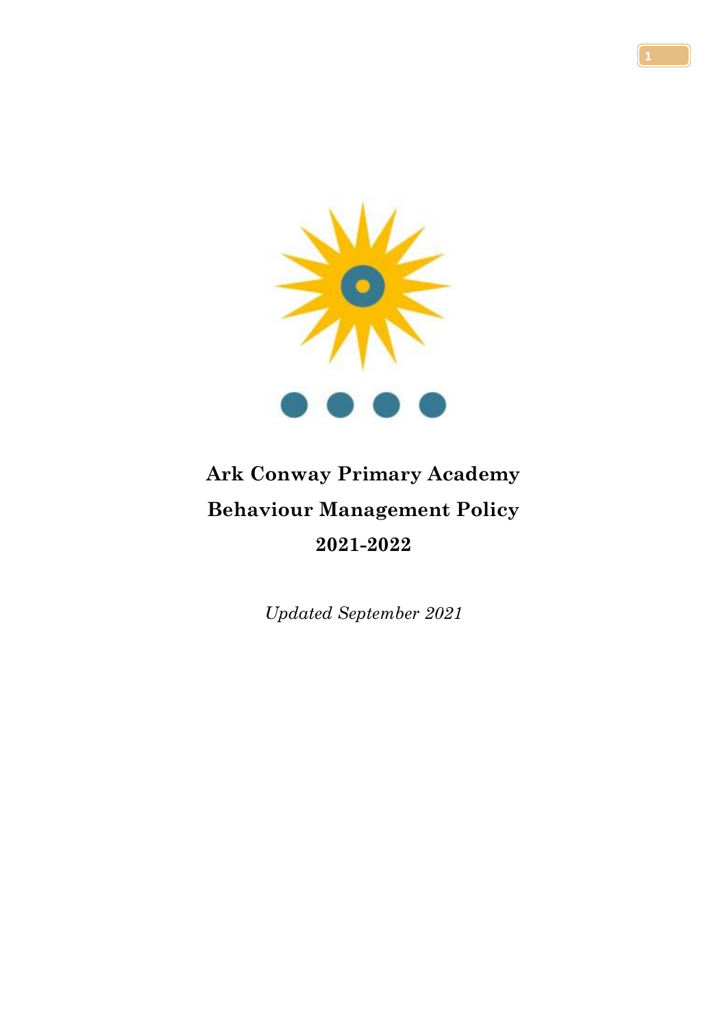# Ark Conway Primary Academy

# Behaviour Management Policy

# 2021-2022

*Updated September 2021*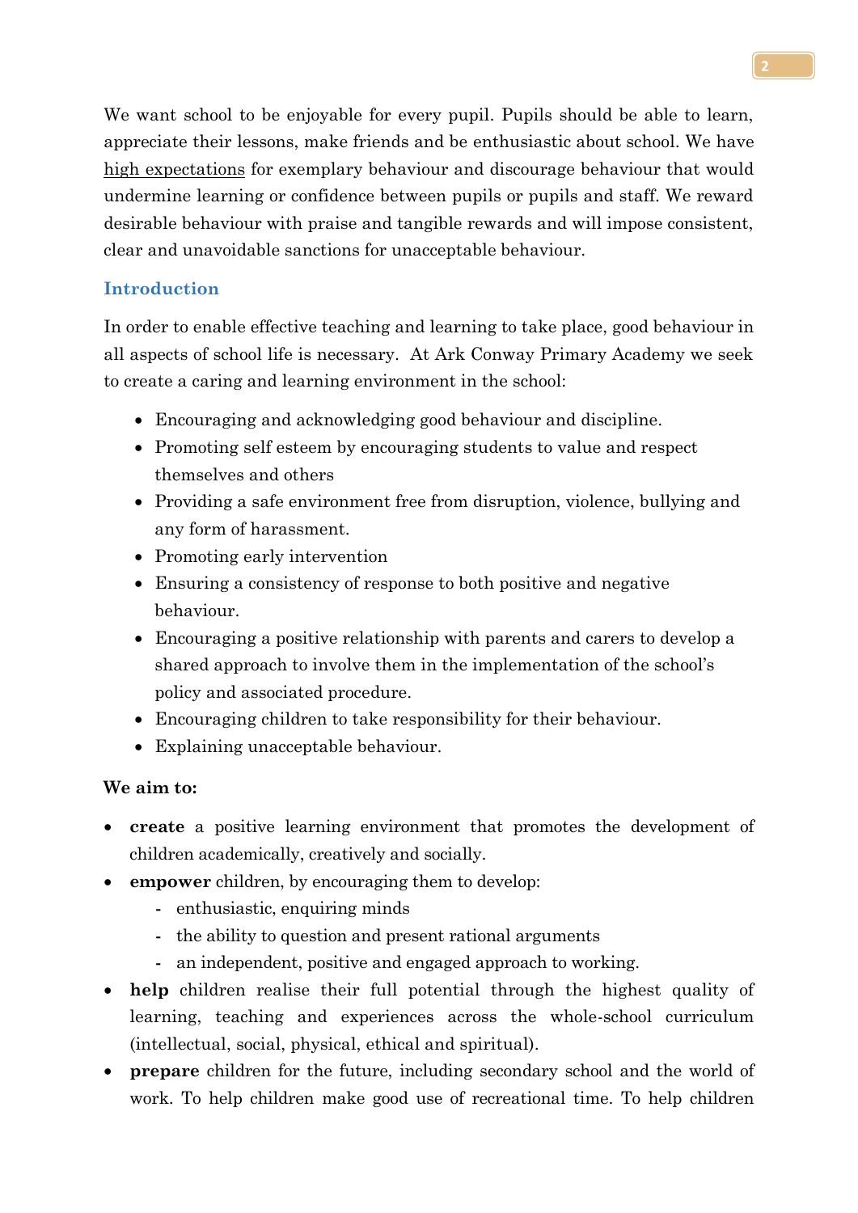We want school to be enjoyable for every pupil. Pupils should be able to learn, appreciate their lessons, make friends and be enthusiastic about school. We have <u>high expectations</u> for exemplary behaviour and discourage behaviour that would undermine learning or confidence between pupils or pupils and staff. We reward desirable behaviour with praise and tangible rewards and will impose consistent, clear and unavoidable sanctions for unacceptable behaviour.

## Introduction

In order to enable effective teaching and learning to take place, good behaviour in all aspects of school life is necessary. At Ark Conway Primary Academy we seek to create a caring and learning environment in the school:

- Encouraging and acknowledging good behaviour and discipline.
- Promoting self esteem by encouraging students to value and respect themselves and others
- Providing a safe environment free from disruption, violence, bullying and any form of harassment.
- Promoting early intervention
- Ensuring a consistency of response to both positive and negative behaviour.
- Encouraging a positive relationship with parents and carers to develop a shared approach to involve them in the implementation of the school's policy and associated procedure.
- Encouraging children to take responsibility for their behaviour.
- Explaining unacceptable behaviour.

**We aim to:**

- **create** a positive learning environment that promotes the development of children academically, creatively and socially.
- **empower** children, by encouraging them to develop:
  - enthusiastic, enquiring minds
  - the ability to question and present rational arguments
  - an independent, positive and engaged approach to working.
- **help** children realise their full potential through the highest quality of learning, teaching and experiences across the whole-school curriculum (intellectual, social, physical, ethical and spiritual).
- **prepare** children for the future, including secondary school and the world of work. To help children make good use of recreational time. To help children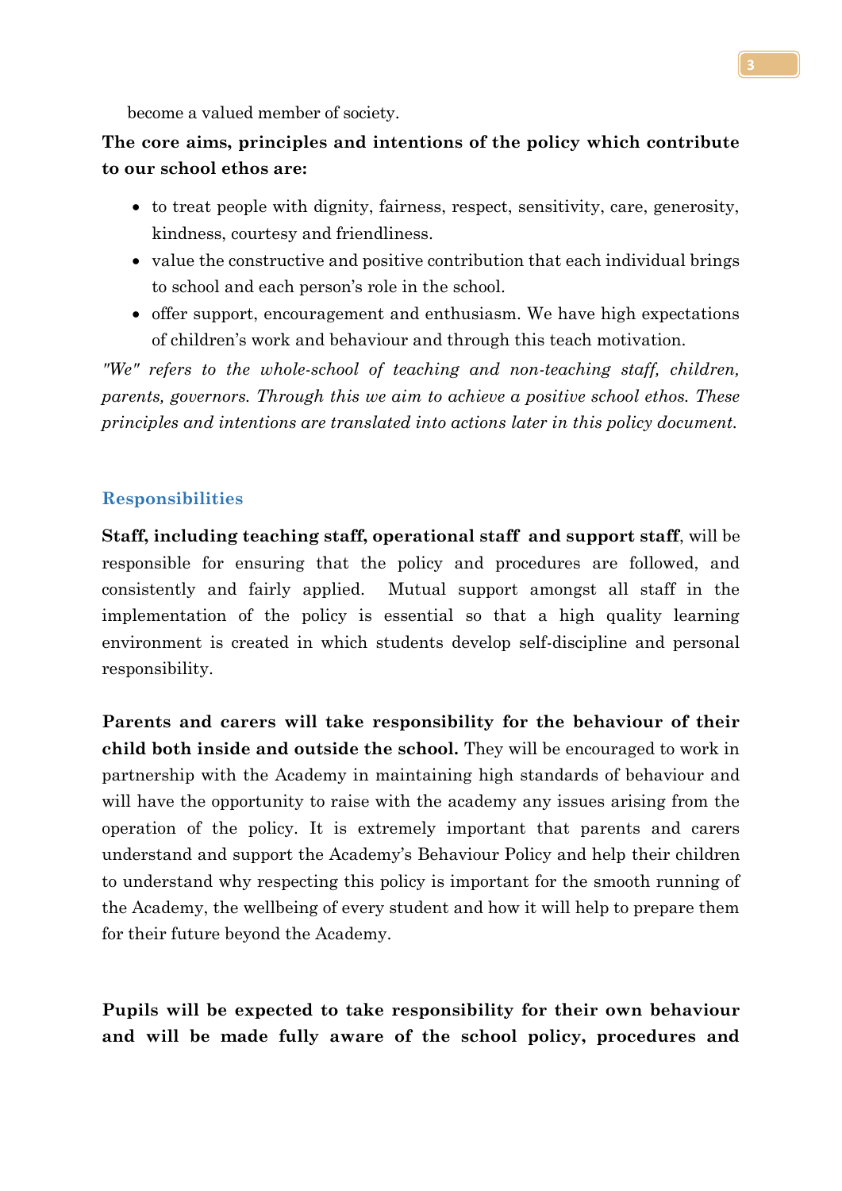become a valued member of society.

**The core aims, principles and intentions of the policy which contribute to our school ethos are:**

- to treat people with dignity, fairness, respect, sensitivity, care, generosity, kindness, courtesy and friendliness.
- value the constructive and positive contribution that each individual brings to school and each person's role in the school.
- offer support, encouragement and enthusiasm. We have high expectations of children's work and behaviour and through this teach motivation.

*"We" refers to the whole-school of teaching and non-teaching staff, children, parents, governors. Through this we aim to achieve a positive school ethos. These principles and intentions are translated into actions later in this policy document.*

## Responsibilities

**Staff, including teaching staff, operational staff and support staff**, will be responsible for ensuring that the policy and procedures are followed, and consistently and fairly applied. Mutual support amongst all staff in the implementation of the policy is essential so that a high quality learning environment is created in which students develop self-discipline and personal responsibility.

**Parents and carers will take responsibility for the behaviour of their child both inside and outside the school.** They will be encouraged to work in partnership with the Academy in maintaining high standards of behaviour and will have the opportunity to raise with the academy any issues arising from the operation of the policy. It is extremely important that parents and carers understand and support the Academy's Behaviour Policy and help their children to understand why respecting this policy is important for the smooth running of the Academy, the wellbeing of every student and how it will help to prepare them for their future beyond the Academy.

**Pupils will be expected to take responsibility for their own behaviour and will be made fully aware of the school policy, procedures and**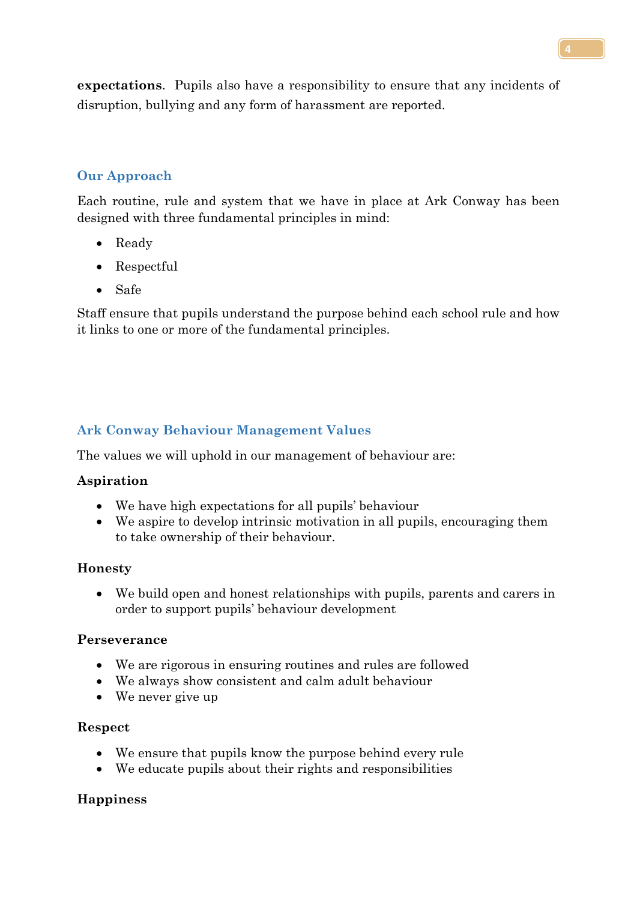**expectations**. Pupils also have a responsibility to ensure that any incidents of disruption, bullying and any form of harassment are reported.

## Our Approach

Each routine, rule and system that we have in place at Ark Conway has been designed with three fundamental principles in mind:

- Ready
- Respectful
- Safe

Staff ensure that pupils understand the purpose behind each school rule and how it links to one or more of the fundamental principles.

## Ark Conway Behaviour Management Values

The values we will uphold in our management of behaviour are:

**Aspiration**

- We have high expectations for all pupils' behaviour
- We aspire to develop intrinsic motivation in all pupils, encouraging them to take ownership of their behaviour.

**Honesty**

- We build open and honest relationships with pupils, parents and carers in order to support pupils' behaviour development

**Perseverance**

- We are rigorous in ensuring routines and rules are followed
- We always show consistent and calm adult behaviour
- We never give up

**Respect**

- We ensure that pupils know the purpose behind every rule
- We educate pupils about their rights and responsibilities

**Happiness**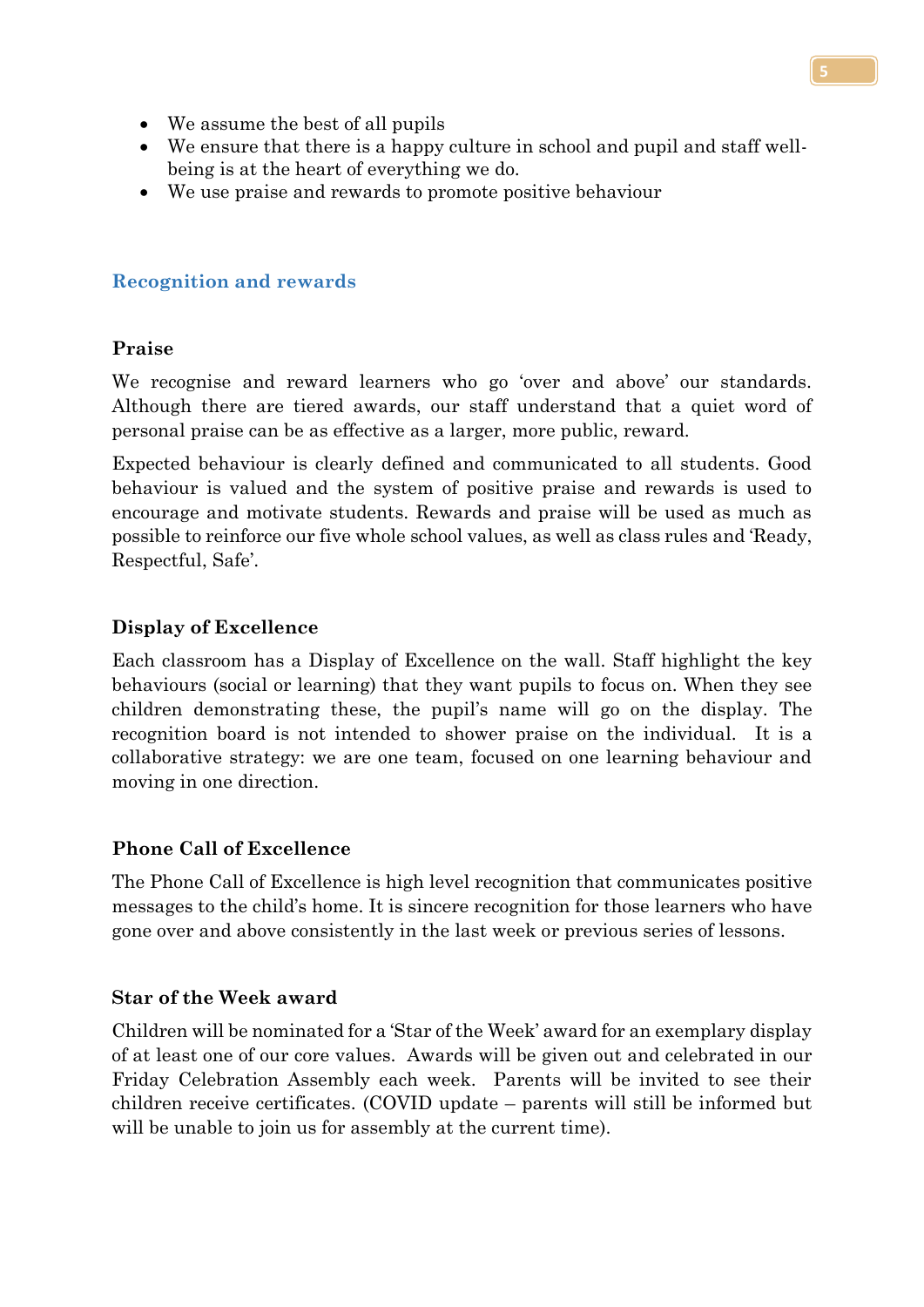- We assume the best of all pupils
- We ensure that there is a happy culture in school and pupil and staff well-being is at the heart of everything we do.
- We use praise and rewards to promote positive behaviour

## Recognition and rewards

### Praise

We recognise and reward learners who go 'over and above' our standards. Although there are tiered awards, our staff understand that a quiet word of personal praise can be as effective as a larger, more public, reward.

Expected behaviour is clearly defined and communicated to all students. Good behaviour is valued and the system of positive praise and rewards is used to encourage and motivate students. Rewards and praise will be used as much as possible to reinforce our five whole school values, as well as class rules and 'Ready, Respectful, Safe'.

### Display of Excellence

Each classroom has a Display of Excellence on the wall. Staff highlight the key behaviours (social or learning) that they want pupils to focus on. When they see children demonstrating these, the pupil's name will go on the display. The recognition board is not intended to shower praise on the individual. It is a collaborative strategy: we are one team, focused on one learning behaviour and moving in one direction.

### Phone Call of Excellence

The Phone Call of Excellence is high level recognition that communicates positive messages to the child's home. It is sincere recognition for those learners who have gone over and above consistently in the last week or previous series of lessons.

### Star of the Week award

Children will be nominated for a 'Star of the Week' award for an exemplary display of at least one of our core values. Awards will be given out and celebrated in our Friday Celebration Assembly each week. Parents will be invited to see their children receive certificates. (COVID update – parents will still be informed but will be unable to join us for assembly at the current time).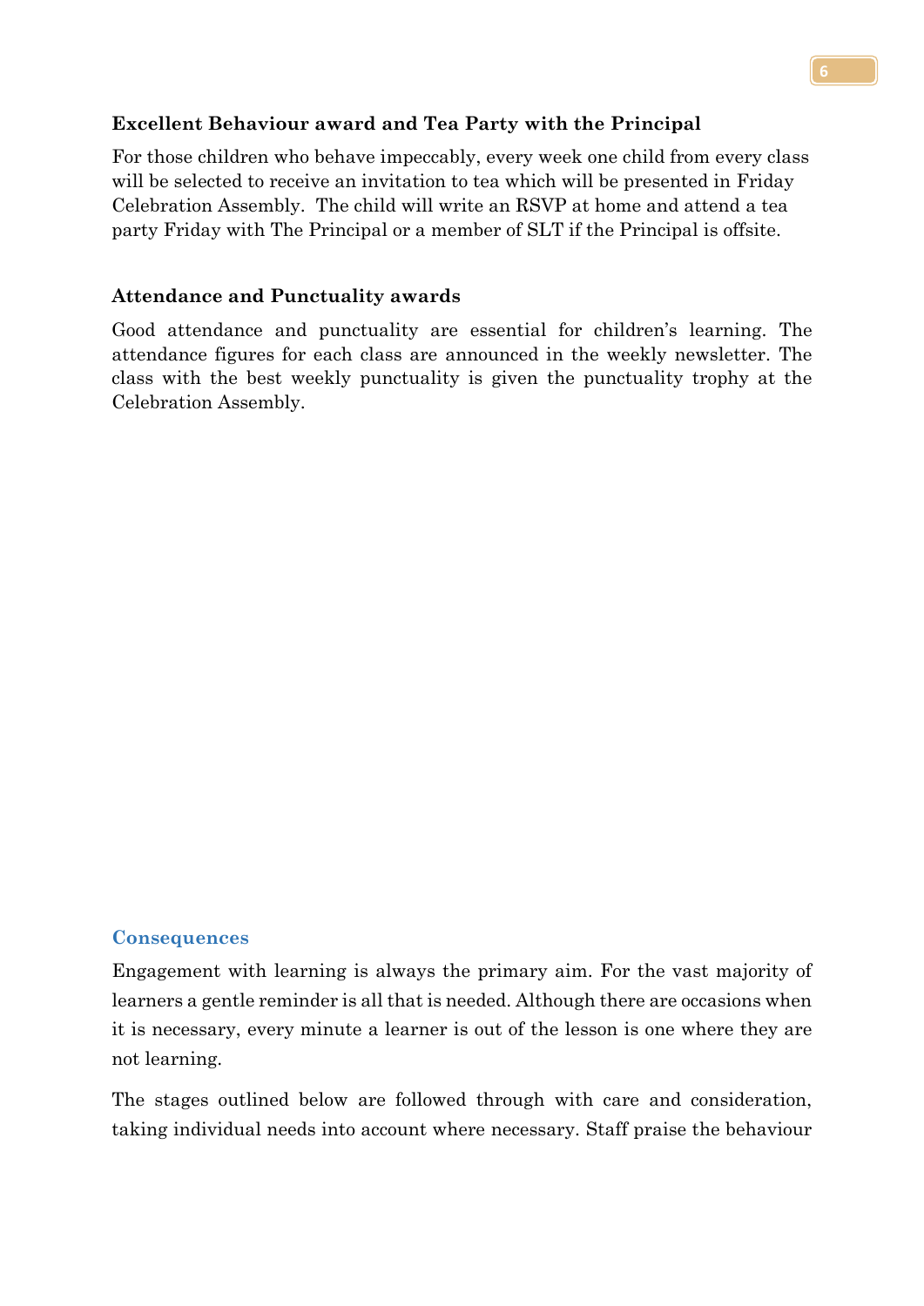**Excellent Behaviour award and Tea Party with the Principal**

For those children who behave impeccably, every week one child from every class will be selected to receive an invitation to tea which will be presented in Friday Celebration Assembly. The child will write an RSVP at home and attend a tea party Friday with The Principal or a member of SLT if the Principal is offsite.

**Attendance and Punctuality awards**

Good attendance and punctuality are essential for children's learning. The attendance figures for each class are announced in the weekly newsletter. The class with the best weekly punctuality is given the punctuality trophy at the Celebration Assembly.

## Consequences

Engagement with learning is always the primary aim. For the vast majority of learners a gentle reminder is all that is needed. Although there are occasions when it is necessary, every minute a learner is out of the lesson is one where they are not learning.

The stages outlined below are followed through with care and consideration, taking individual needs into account where necessary. Staff praise the behaviour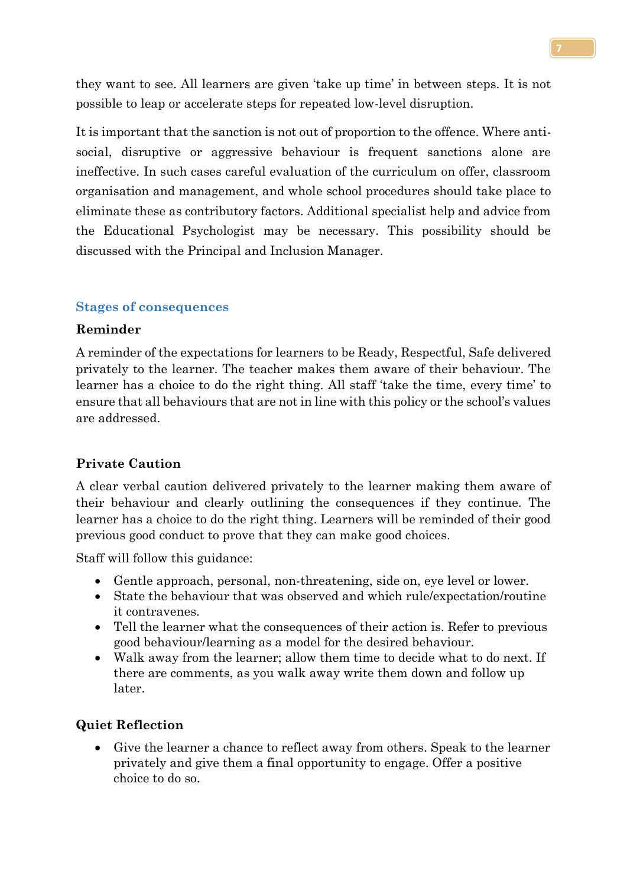they want to see. All learners are given 'take up time' in between steps. It is not possible to leap or accelerate steps for repeated low-level disruption.

It is important that the sanction is not out of proportion to the offence. Where anti-social, disruptive or aggressive behaviour is frequent sanctions alone are ineffective. In such cases careful evaluation of the curriculum on offer, classroom organisation and management, and whole school procedures should take place to eliminate these as contributory factors. Additional specialist help and advice from the Educational Psychologist may be necessary. This possibility should be discussed with the Principal and Inclusion Manager.

## Stages of consequences

### Reminder

A reminder of the expectations for learners to be Ready, Respectful, Safe delivered privately to the learner. The teacher makes them aware of their behaviour. The learner has a choice to do the right thing. All staff 'take the time, every time' to ensure that all behaviours that are not in line with this policy or the school's values are addressed.

### Private Caution

A clear verbal caution delivered privately to the learner making them aware of their behaviour and clearly outlining the consequences if they continue. The learner has a choice to do the right thing. Learners will be reminded of their good previous good conduct to prove that they can make good choices.

Staff will follow this guidance:

- Gentle approach, personal, non-threatening, side on, eye level or lower.
- State the behaviour that was observed and which rule/expectation/routine it contravenes.
- Tell the learner what the consequences of their action is. Refer to previous good behaviour/learning as a model for the desired behaviour.
- Walk away from the learner; allow them time to decide what to do next. If there are comments, as you walk away write them down and follow up later.

### Quiet Reflection

- Give the learner a chance to reflect away from others. Speak to the learner privately and give them a final opportunity to engage. Offer a positive choice to do so.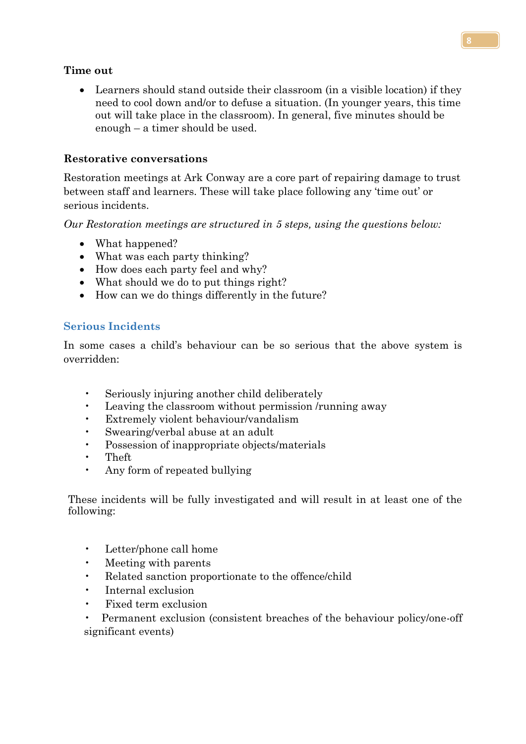**Time out**

- Learners should stand outside their classroom (in a visible location) if they need to cool down and/or to defuse a situation. (In younger years, this time out will take place in the classroom). In general, five minutes should be enough – a timer should be used.

**Restorative conversations**

Restoration meetings at Ark Conway are a core part of repairing damage to trust between staff and learners. These will take place following any 'time out' or serious incidents.

*Our Restoration meetings are structured in 5 steps, using the questions below:*

- What happened?
- What was each party thinking?
- How does each party feel and why?
- What should we do to put things right?
- How can we do things differently in the future?

### Serious Incidents

In some cases a child's behaviour can be so serious that the above system is overridden:

- Seriously injuring another child deliberately
- Leaving the classroom without permission /running away
- Extremely violent behaviour/vandalism
- Swearing/verbal abuse at an adult
- Possession of inappropriate objects/materials
- Theft
- Any form of repeated bullying

These incidents will be fully investigated and will result in at least one of the following:

- Letter/phone call home
- Meeting with parents
- Related sanction proportionate to the offence/child
- Internal exclusion
- Fixed term exclusion
- Permanent exclusion (consistent breaches of the behaviour policy/one-off significant events)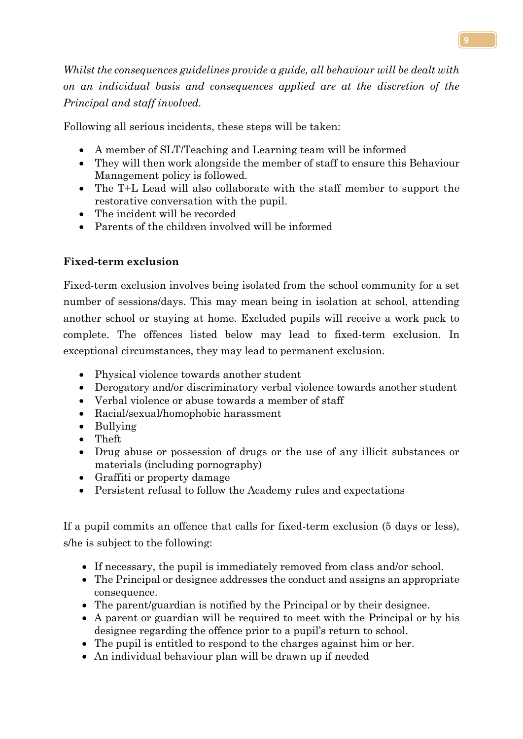*Whilst the consequences guidelines provide a guide, all behaviour will be dealt with on an individual basis and consequences applied are at the discretion of the Principal and staff involved.*

Following all serious incidents, these steps will be taken:

- A member of SLT/Teaching and Learning team will be informed
- They will then work alongside the member of staff to ensure this Behaviour Management policy is followed.
- The T+L Lead will also collaborate with the staff member to support the restorative conversation with the pupil.
- The incident will be recorded
- Parents of the children involved will be informed

**Fixed-term exclusion**

Fixed-term exclusion involves being isolated from the school community for a set number of sessions/days. This may mean being in isolation at school, attending another school or staying at home. Excluded pupils will receive a work pack to complete. The offences listed below may lead to fixed-term exclusion. In exceptional circumstances, they may lead to permanent exclusion.

- Physical violence towards another student
- Derogatory and/or discriminatory verbal violence towards another student
- Verbal violence or abuse towards a member of staff
- Racial/sexual/homophobic harassment
- Bullying
- Theft
- Drug abuse or possession of drugs or the use of any illicit substances or materials (including pornography)
- Graffiti or property damage
- Persistent refusal to follow the Academy rules and expectations

If a pupil commits an offence that calls for fixed-term exclusion (5 days or less), s/he is subject to the following:

- If necessary, the pupil is immediately removed from class and/or school.
- The Principal or designee addresses the conduct and assigns an appropriate consequence.
- The parent/guardian is notified by the Principal or by their designee.
- A parent or guardian will be required to meet with the Principal or by his designee regarding the offence prior to a pupil's return to school.
- The pupil is entitled to respond to the charges against him or her.
- An individual behaviour plan will be drawn up if needed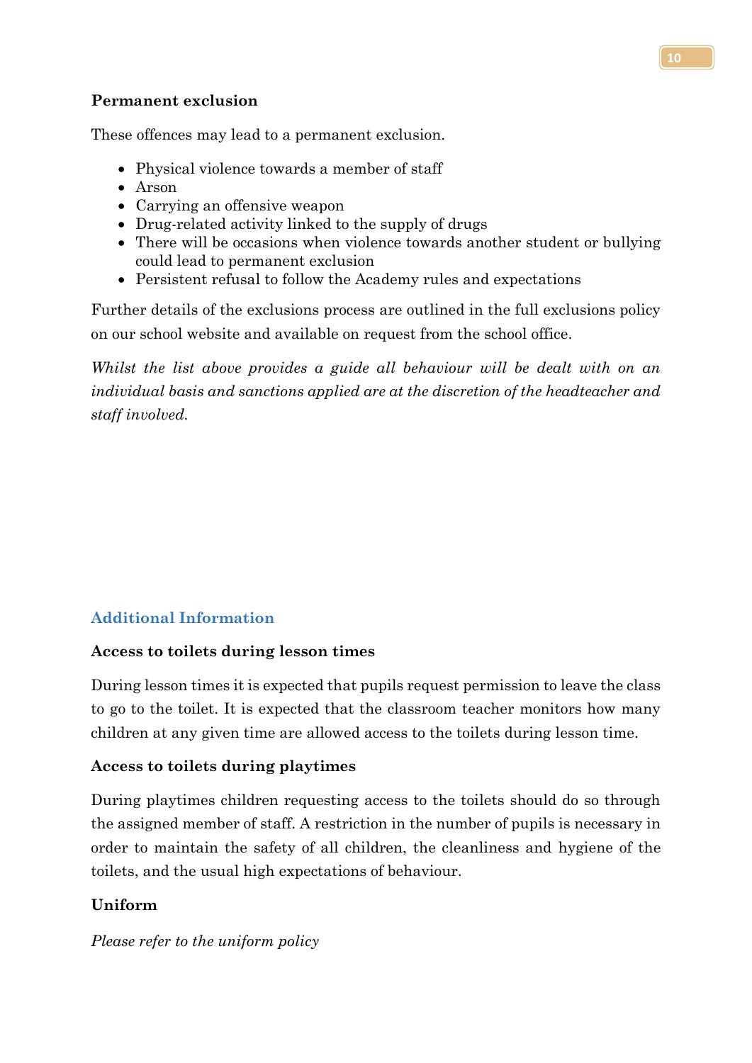**Permanent exclusion**

These offences may lead to a permanent exclusion.

- Physical violence towards a member of staff
- Arson
- Carrying an offensive weapon
- Drug-related activity linked to the supply of drugs
- There will be occasions when violence towards another student or bullying could lead to permanent exclusion
- Persistent refusal to follow the Academy rules and expectations

Further details of the exclusions process are outlined in the full exclusions policy on our school website and available on request from the school office.

*Whilst the list above provides a guide all behaviour will be dealt with on an individual basis and sanctions applied are at the discretion of the headteacher and staff involved.*

## Additional Information

**Access to toilets during lesson times**

During lesson times it is expected that pupils request permission to leave the class to go to the toilet. It is expected that the classroom teacher monitors how many children at any given time are allowed access to the toilets during lesson time.

**Access to toilets during playtimes**

During playtimes children requesting access to the toilets should do so through the assigned member of staff. A restriction in the number of pupils is necessary in order to maintain the safety of all children, the cleanliness and hygiene of the toilets, and the usual high expectations of behaviour.

**Uniform**

*Please refer to the uniform policy*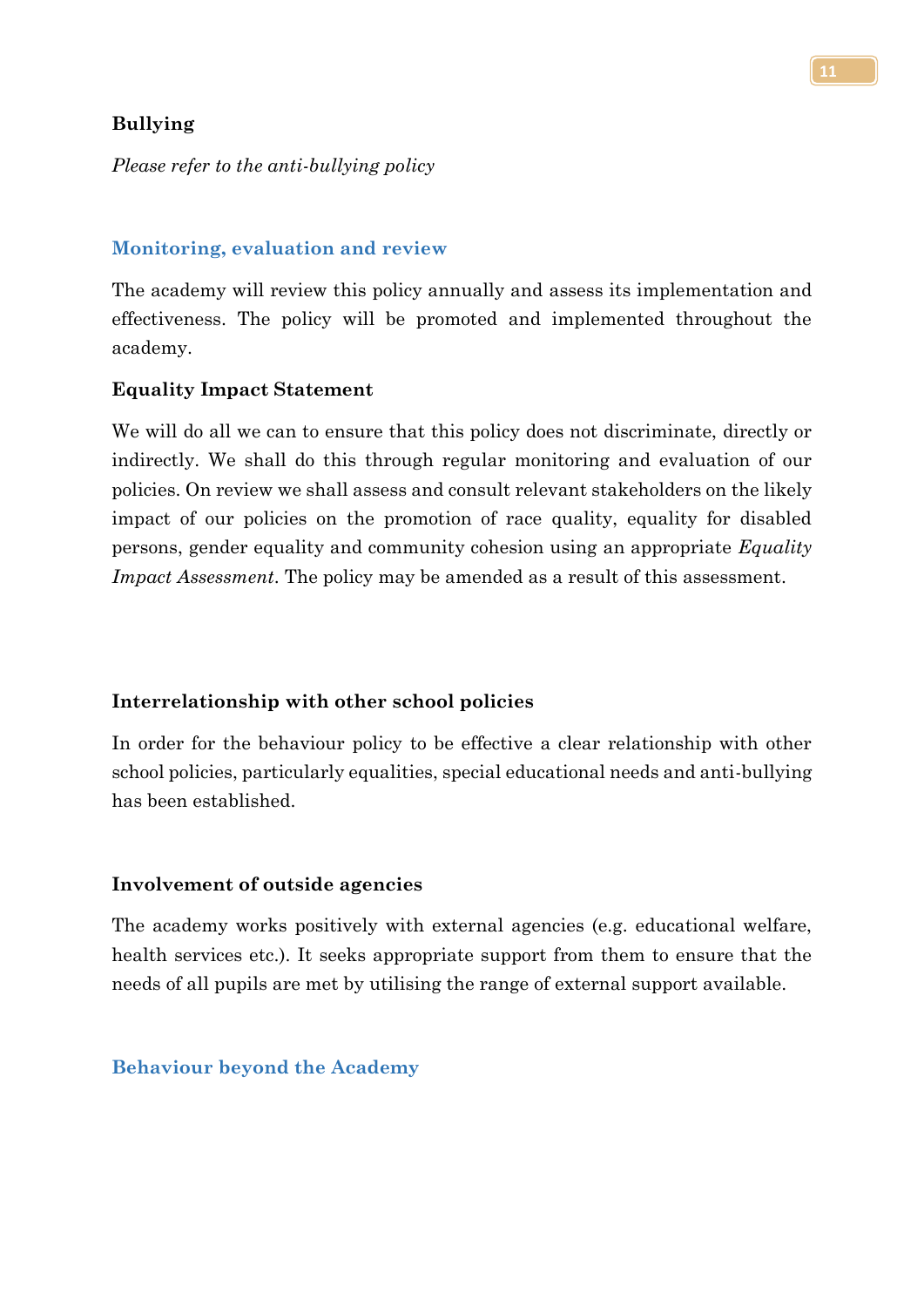**Bullying**

*Please refer to the anti-bullying policy*

## Monitoring, evaluation and review

The academy will review this policy annually and assess its implementation and effectiveness. The policy will be promoted and implemented throughout the academy.

**Equality Impact Statement**

We will do all we can to ensure that this policy does not discriminate, directly or indirectly. We shall do this through regular monitoring and evaluation of our policies. On review we shall assess and consult relevant stakeholders on the likely impact of our policies on the promotion of race quality, equality for disabled persons, gender equality and community cohesion using an appropriate *Equality Impact Assessment*. The policy may be amended as a result of this assessment.

**Interrelationship with other school policies**

In order for the behaviour policy to be effective a clear relationship with other school policies, particularly equalities, special educational needs and anti-bullying has been established.

**Involvement of outside agencies**

The academy works positively with external agencies (e.g. educational welfare, health services etc.). It seeks appropriate support from them to ensure that the needs of all pupils are met by utilising the range of external support available.

## Behaviour beyond the Academy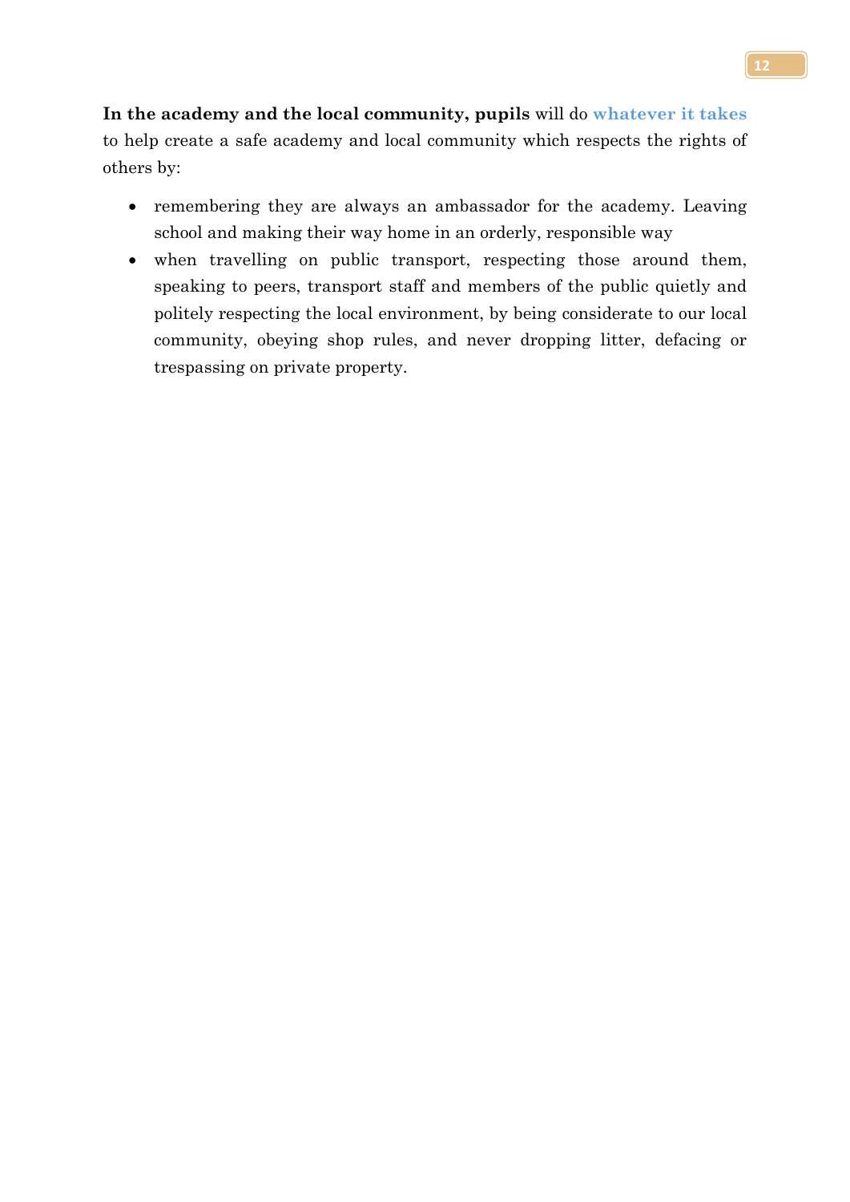**In the academy and the local community, pupils** will do **whatever it takes** to help create a safe academy and local community which respects the rights of others by:

- remembering they are always an ambassador for the academy. Leaving school and making their way home in an orderly, responsible way
- when travelling on public transport, respecting those around them, speaking to peers, transport staff and members of the public quietly and politely respecting the local environment, by being considerate to our local community, obeying shop rules, and never dropping litter, defacing or trespassing on private property.